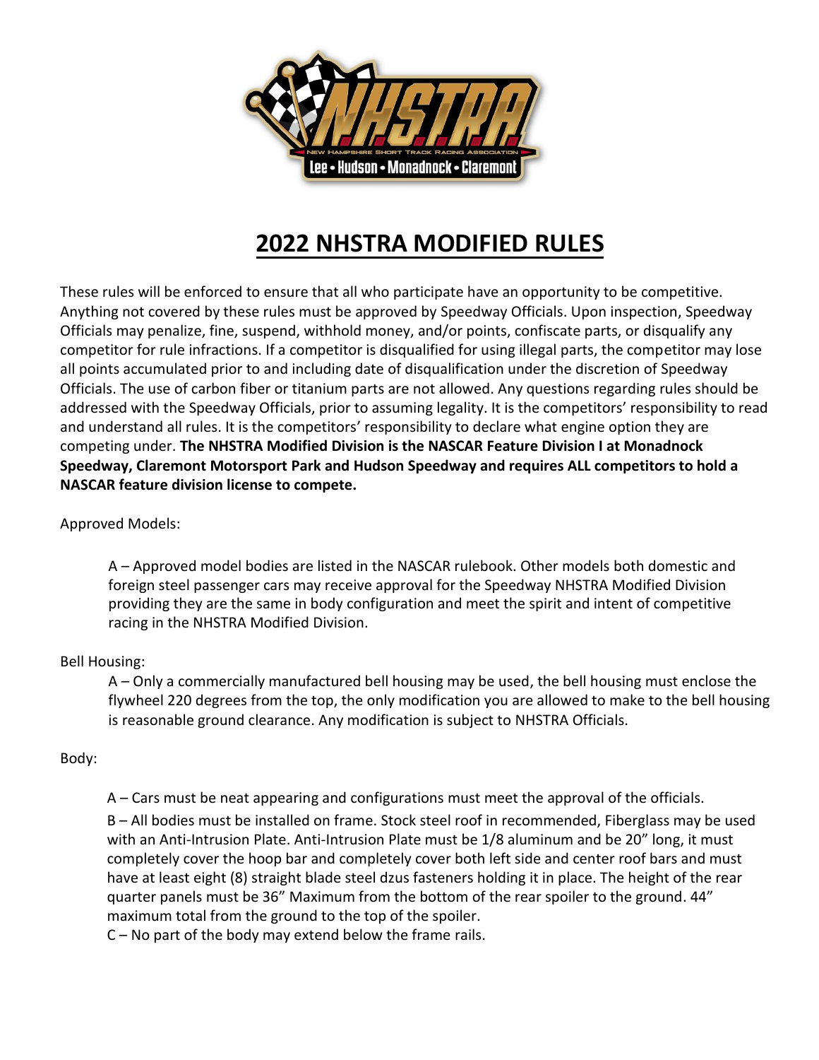# 2022 NHSTRA MODIFIED RULES

These rules will be enforced to ensure that all who participate have an opportunity to be competitive. Anything not covered by these rules must be approved by Speedway Officials. Upon inspection, Speedway Officials may penalize, fine, suspend, withhold money, and/or points, confiscate parts, or disqualify any competitor for rule infractions. If a competitor is disqualified for using illegal parts, the competitor may lose all points accumulated prior to and including date of disqualification under the discretion of Speedway Officials. The use of carbon fiber or titanium parts are not allowed. Any questions regarding rules should be addressed with the Speedway Officials, prior to assuming legality. It is the competitors' responsibility to read and understand all rules. It is the competitors' responsibility to declare what engine option they are competing under. **The NHSTRA Modified Division is the NASCAR Feature Division I at Monadnock Speedway, Claremont Motorsport Park and Hudson Speedway and requires ALL competitors to hold a NASCAR feature division license to compete.**

Approved Models:

A – Approved model bodies are listed in the NASCAR rulebook. Other models both domestic and foreign steel passenger cars may receive approval for the Speedway NHSTRA Modified Division providing they are the same in body configuration and meet the spirit and intent of competitive racing in the NHSTRA Modified Division.

Bell Housing:

A – Only a commercially manufactured bell housing may be used, the bell housing must enclose the flywheel 220 degrees from the top, the only modification you are allowed to make to the bell housing is reasonable ground clearance. Any modification is subject to NHSTRA Officials.

Body:

A – Cars must be neat appearing and configurations must meet the approval of the officials.

B – All bodies must be installed on frame. Stock steel roof in recommended, Fiberglass may be used with an Anti-Intrusion Plate. Anti-Intrusion Plate must be 1/8 aluminum and be 20" long, it must completely cover the hoop bar and completely cover both left side and center roof bars and must have at least eight (8) straight blade steel dzus fasteners holding it in place. The height of the rear quarter panels must be 36" Maximum from the bottom of the rear spoiler to the ground. 44" maximum total from the ground to the top of the spoiler.

C – No part of the body may extend below the frame rails.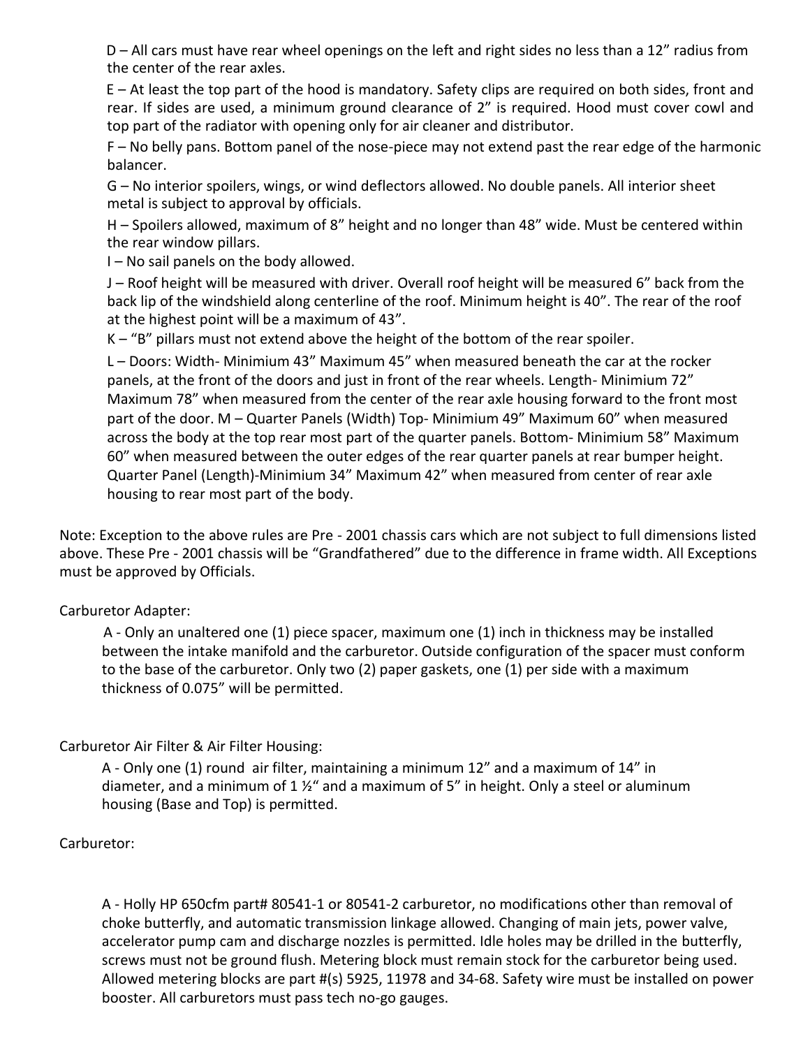D – All cars must have rear wheel openings on the left and right sides no less than a 12" radius from the center of the rear axles.

E – At least the top part of the hood is mandatory. Safety clips are required on both sides, front and rear. If sides are used, a minimum ground clearance of 2" is required. Hood must cover cowl and top part of the radiator with opening only for air cleaner and distributor.

F – No belly pans. Bottom panel of the nose-piece may not extend past the rear edge of the harmonic balancer.

G – No interior spoilers, wings, or wind deflectors allowed. No double panels. All interior sheet metal is subject to approval by officials.

H – Spoilers allowed, maximum of 8" height and no longer than 48" wide. Must be centered within the rear window pillars.

I – No sail panels on the body allowed.

J – Roof height will be measured with driver. Overall roof height will be measured 6" back from the back lip of the windshield along centerline of the roof. Minimum height is 40". The rear of the roof at the highest point will be a maximum of 43".

K – "B" pillars must not extend above the height of the bottom of the rear spoiler.

L – Doors: Width- Minimum 43" Maximum 45" when measured beneath the car at the rocker panels, at the front of the doors and just in front of the rear wheels. Length- Minimum 72" Maximum 78" when measured from the center of the rear axle housing forward to the front most part of the door. M – Quarter Panels (Width) Top- Minimum 49" Maximum 60" when measured across the body at the top rear most part of the quarter panels. Bottom- Minimum 58" Maximum 60" when measured between the outer edges of the rear quarter panels at rear bumper height. Quarter Panel (Length)-Minimium 34" Maximum 42" when measured from center of rear axle housing to rear most part of the body.

Note: Exception to the above rules are Pre - 2001 chassis cars which are not subject to full dimensions listed above. These Pre - 2001 chassis will be "Grandfathered" due to the difference in frame width. All Exceptions must be approved by Officials.

Carburetor Adapter:

A - Only an unaltered one (1) piece spacer, maximum one (1) inch in thickness may be installed between the intake manifold and the carburetor. Outside configuration of the spacer must conform to the base of the carburetor. Only two (2) paper gaskets, one (1) per side with a maximum thickness of 0.075" will be permitted.

Carburetor Air Filter & Air Filter Housing:

A - Only one (1) round air filter, maintaining a minimum 12" and a maximum of 14" in diameter, and a minimum of 1 ½" and a maximum of 5" in height. Only a steel or aluminum housing (Base and Top) is permitted.

Carburetor:

A - Holly HP 650cfm part# 80541-1 or 80541-2 carburetor, no modifications other than removal of choke butterfly, and automatic transmission linkage allowed. Changing of main jets, power valve, accelerator pump cam and discharge nozzles is permitted. Idle holes may be drilled in the butterfly, screws must not be ground flush. Metering block must remain stock for the carburetor being used. Allowed metering blocks are part #(s) 5925, 11978 and 34-68. Safety wire must be installed on power booster. All carburetors must pass tech no-go gauges.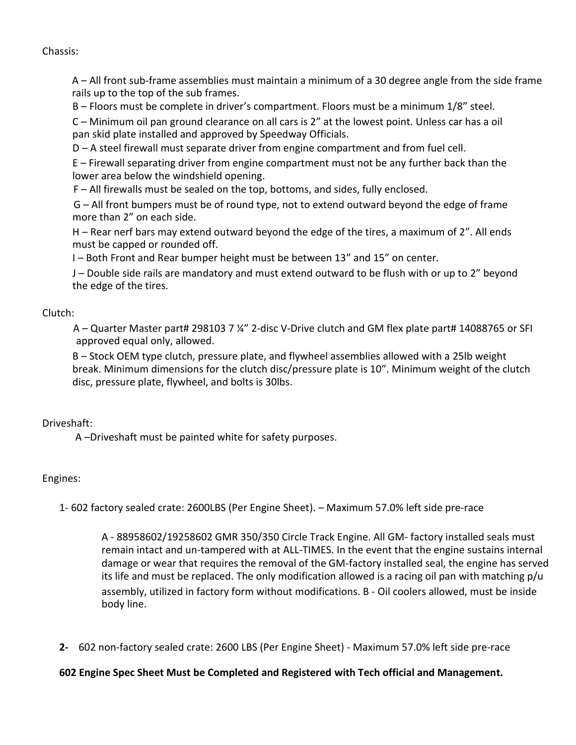Chassis:

A – All front sub-frame assemblies must maintain a minimum of a 30 degree angle from the side frame rails up to the top of the sub frames.

B – Floors must be complete in driver's compartment. Floors must be a minimum 1/8" steel.

C – Minimum oil pan ground clearance on all cars is 2" at the lowest point. Unless car has a oil pan skid plate installed and approved by Speedway Officials.

D – A steel firewall must separate driver from engine compartment and from fuel cell.

E – Firewall separating driver from engine compartment must not be any further back than the lower area below the windshield opening.

F – All firewalls must be sealed on the top, bottoms, and sides, fully enclosed.

G – All front bumpers must be of round type, not to extend outward beyond the edge of frame more than 2" on each side.

H – Rear nerf bars may extend outward beyond the edge of the tires, a maximum of 2". All ends must be capped or rounded off.

I – Both Front and Rear bumper height must be between 13" and 15" on center.

J – Double side rails are mandatory and must extend outward to be flush with or up to 2" beyond the edge of the tires.

Clutch:

A – Quarter Master part# 298103 7 ¼" 2-disc V-Drive clutch and GM flex plate part# 14088765 or SFI approved equal only, allowed.

B – Stock OEM type clutch, pressure plate, and flywheel assemblies allowed with a 25lb weight break. Minimum dimensions for the clutch disc/pressure plate is 10". Minimum weight of the clutch disc, pressure plate, flywheel, and bolts is 30lbs.

Driveshaft:

A –Driveshaft must be painted white for safety purposes.

Engines:

1- 602 factory sealed crate: 2600LBS (Per Engine Sheet). – Maximum 57.0% left side pre-race

A - 88958602/19258602 GMR 350/350 Circle Track Engine. All GM- factory installed seals must remain intact and un-tampered with at ALL-TIMES. In the event that the engine sustains internal damage or wear that requires the removal of the GM-factory installed seal, the engine has served its life and must be replaced. The only modification allowed is a racing oil pan with matching p/u assembly, utilized in factory form without modifications. B - Oil coolers allowed, must be inside body line.

**2-** 602 non-factory sealed crate: 2600 LBS (Per Engine Sheet) - Maximum 57.0% left side pre-race

**602 Engine Spec Sheet Must be Completed and Registered with Tech official and Management.**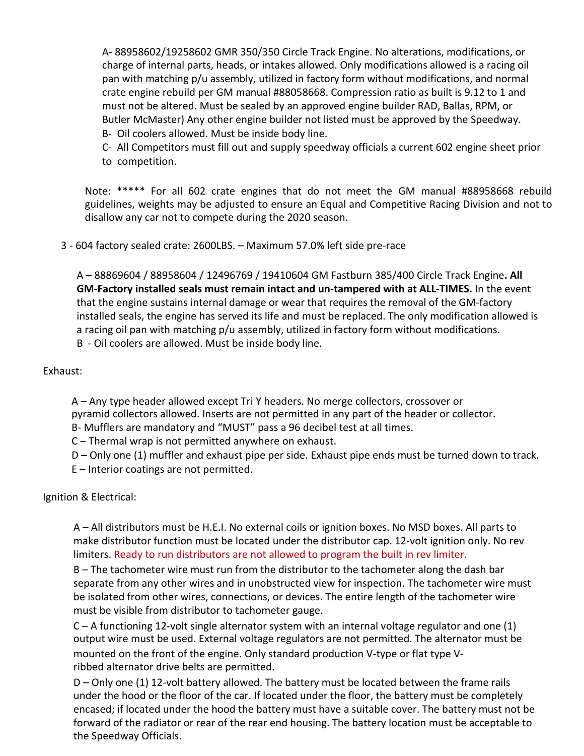A- 88958602/19258602 GMR 350/350 Circle Track Engine. No alterations, modifications, or charge of internal parts, heads, or intakes allowed. Only modifications allowed is a racing oil pan with matching p/u assembly, utilized in factory form without modifications, and normal crate engine rebuild per GM manual #88058668. Compression ratio as built is 9.12 to 1 and must not be altered. Must be sealed by an approved engine builder RAD, Ballas, RPM, or Butler McMaster) Any other engine builder not listed must be approved by the Speedway.

B- Oil coolers allowed. Must be inside body line.

C- All Competitors must fill out and supply speedway officials a current 602 engine sheet prior to competition.

Note: ***** For all 602 crate engines that do not meet the GM manual #88958668 rebuild guidelines, weights may be adjusted to ensure an Equal and Competitive Racing Division and not to disallow any car not to compete during the 2020 season.

3 - 604 factory sealed crate: 2600LBS. – Maximum 57.0% left side pre-race

A – 88869604 / 88958604 / 12496769 / 19410604 GM Fastburn 385/400 Circle Track Engine**. All GM-Factory installed seals must remain intact and un-tampered with at ALL-TIMES.** In the event that the engine sustains internal damage or wear that requires the removal of the GM-factory installed seals, the engine has served its life and must be replaced. The only modification allowed is a racing oil pan with matching p/u assembly, utilized in factory form without modifications.

B - Oil coolers are allowed. Must be inside body line.

Exhaust:

A – Any type header allowed except Tri Y headers. No merge collectors, crossover or pyramid collectors allowed. Inserts are not permitted in any part of the header or collector.

B- Mufflers are mandatory and "MUST" pass a 96 decibel test at all times.

C – Thermal wrap is not permitted anywhere on exhaust.

D – Only one (1) muffler and exhaust pipe per side. Exhaust pipe ends must be turned down to track.

E – Interior coatings are not permitted.

Ignition & Electrical:

A – All distributors must be H.E.I. No external coils or ignition boxes. No MSD boxes. All parts to make distributor function must be located under the distributor cap. 12-volt ignition only. No rev limiters. Ready to run distributors are not allowed to program the built in rev limiter.

B – The tachometer wire must run from the distributor to the tachometer along the dash bar separate from any other wires and in unobstructed view for inspection. The tachometer wire must be isolated from other wires, connections, or devices. The entire length of the tachometer wire must be visible from distributor to tachometer gauge.

C – A functioning 12-volt single alternator system with an internal voltage regulator and one (1) output wire must be used. External voltage regulators are not permitted. The alternator must be mounted on the front of the engine. Only standard production V-type or flat type V-ribbed alternator drive belts are permitted.

D – Only one (1) 12-volt battery allowed. The battery must be located between the frame rails under the hood or the floor of the car. If located under the floor, the battery must be completely encased; if located under the hood the battery must have a suitable cover. The battery must not be forward of the radiator or rear of the rear end housing. The battery location must be acceptable to the Speedway Officials.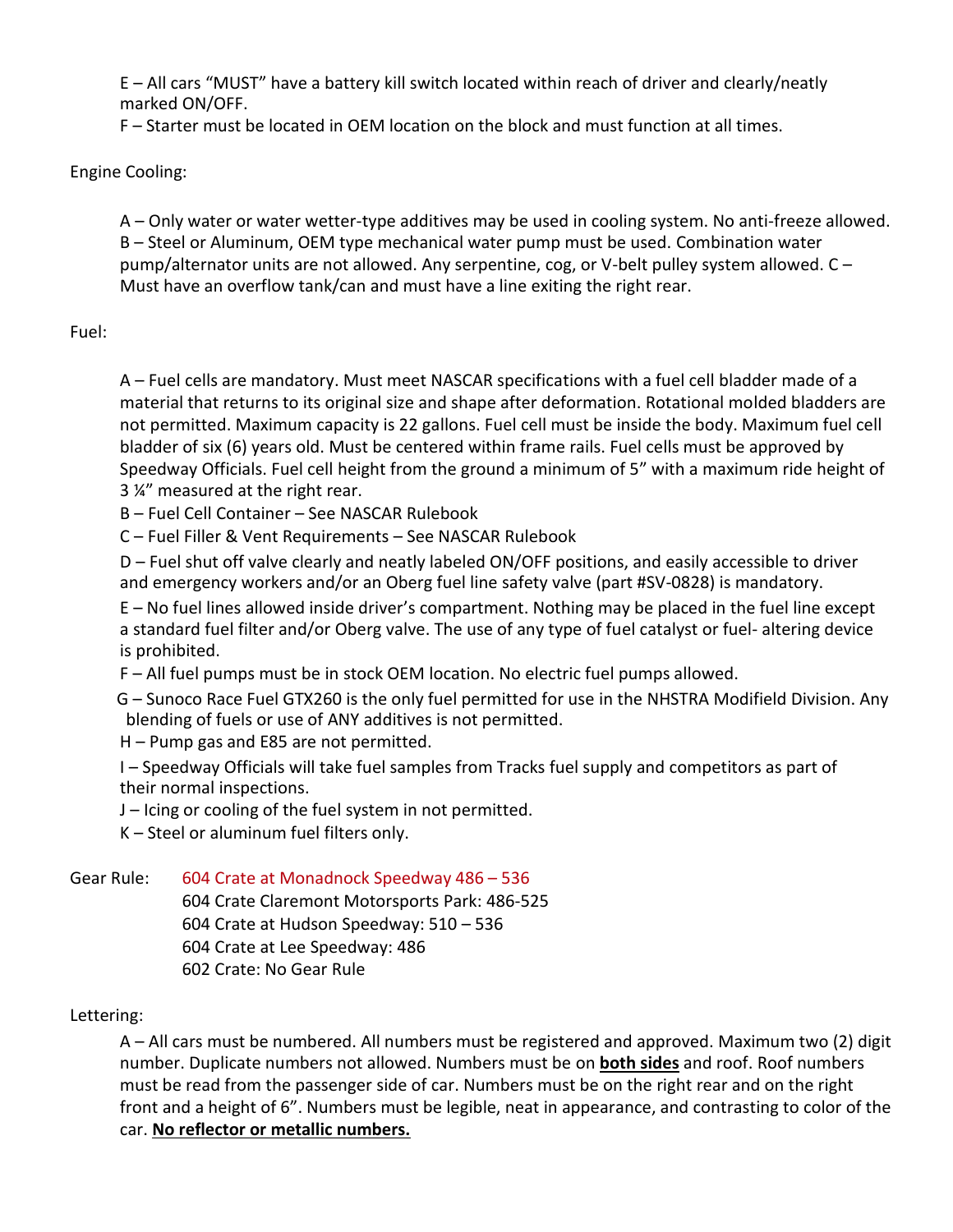E – All cars "MUST" have a battery kill switch located within reach of driver and clearly/neatly marked ON/OFF.

F – Starter must be located in OEM location on the block and must function at all times.

Engine Cooling:

A – Only water or water wetter-type additives may be used in cooling system. No anti-freeze allowed.
B – Steel or Aluminum, OEM type mechanical water pump must be used. Combination water pump/alternator units are not allowed. Any serpentine, cog, or V-belt pulley system allowed. C – Must have an overflow tank/can and must have a line exiting the right rear.

Fuel:

A – Fuel cells are mandatory. Must meet NASCAR specifications with a fuel cell bladder made of a material that returns to its original size and shape after deformation. Rotational molded bladders are not permitted. Maximum capacity is 22 gallons. Fuel cell must be inside the body. Maximum fuel cell bladder of six (6) years old. Must be centered within frame rails. Fuel cells must be approved by Speedway Officials. Fuel cell height from the ground a minimum of 5" with a maximum ride height of 3 ¼" measured at the right rear.

B – Fuel Cell Container – See NASCAR Rulebook

C – Fuel Filler & Vent Requirements – See NASCAR Rulebook

D – Fuel shut off valve clearly and neatly labeled ON/OFF positions, and easily accessible to driver and emergency workers and/or an Oberg fuel line safety valve (part #SV-0828) is mandatory.

E – No fuel lines allowed inside driver's compartment. Nothing may be placed in the fuel line except a standard fuel filter and/or Oberg valve. The use of any type of fuel catalyst or fuel- altering device is prohibited.

F – All fuel pumps must be in stock OEM location. No electric fuel pumps allowed.

G – Sunoco Race Fuel GTX260 is the only fuel permitted for use in the NHSTRA Modifield Division. Any blending of fuels or use of ANY additives is not permitted.

H – Pump gas and E85 are not permitted.

I – Speedway Officials will take fuel samples from Tracks fuel supply and competitors as part of their normal inspections.

J – Icing or cooling of the fuel system in not permitted.

K – Steel or aluminum fuel filters only.

Gear Rule: 604 Crate at Monadnock Speedway 486 – 536
604 Crate Claremont Motorsports Park: 486-525
604 Crate at Hudson Speedway: 510 – 536
604 Crate at Lee Speedway: 486
602 Crate: No Gear Rule

Lettering:

A – All cars must be numbered. All numbers must be registered and approved. Maximum two (2) digit number. Duplicate numbers not allowed. Numbers must be on **both sides** and roof. Roof numbers must be read from the passenger side of car. Numbers must be on the right rear and on the right front and a height of 6". Numbers must be legible, neat in appearance, and contrasting to color of the car. **No reflector or metallic numbers.**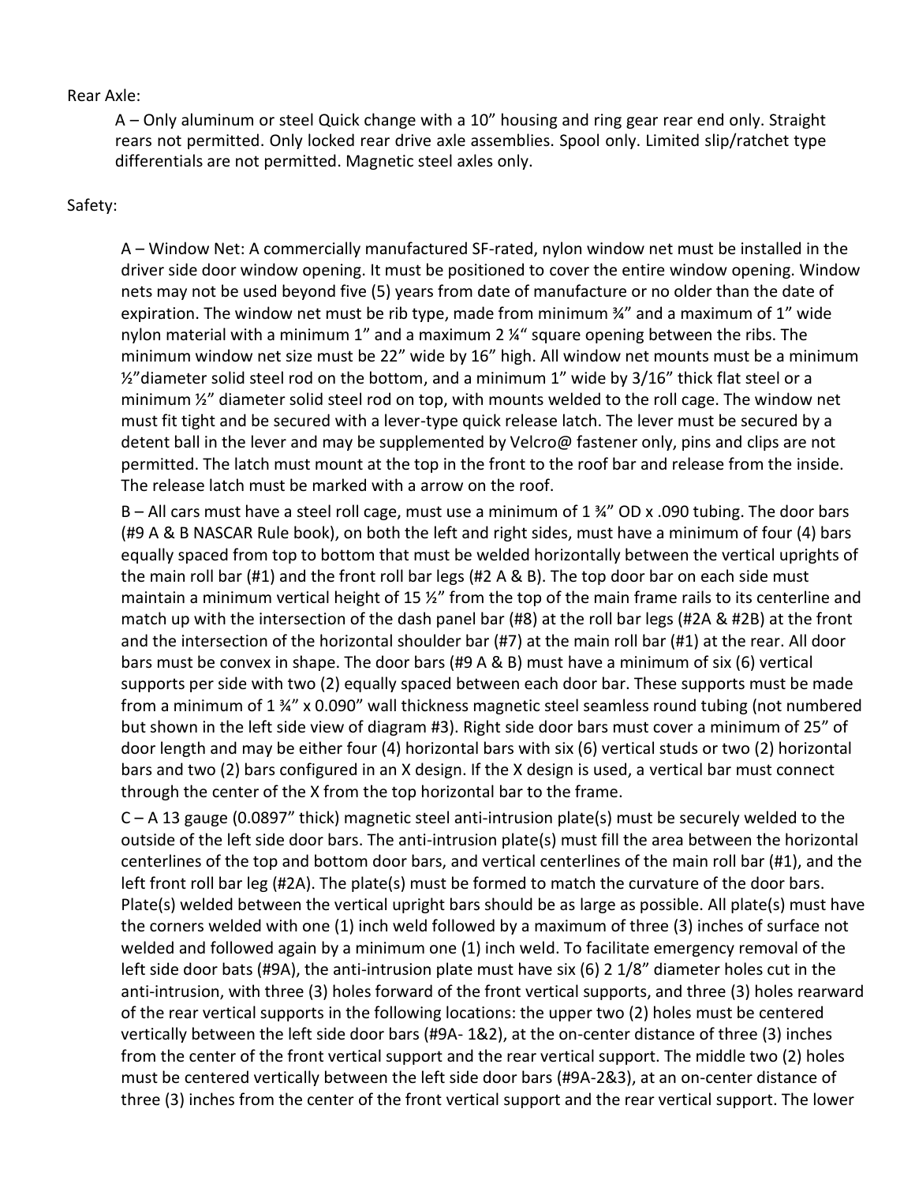Rear Axle:

A – Only aluminum or steel Quick change with a 10" housing and ring gear rear end only. Straight rears not permitted. Only locked rear drive axle assemblies. Spool only. Limited slip/ratchet type differentials are not permitted. Magnetic steel axles only.

Safety:

A – Window Net: A commercially manufactured SF-rated, nylon window net must be installed in the driver side door window opening. It must be positioned to cover the entire window opening. Window nets may not be used beyond five (5) years from date of manufacture or no older than the date of expiration. The window net must be rib type, made from minimum ¾" and a maximum of 1" wide nylon material with a minimum 1" and a maximum 2 ¼" square opening between the ribs. The minimum window net size must be 22" wide by 16" high. All window net mounts must be a minimum ½"diameter solid steel rod on the bottom, and a minimum 1" wide by 3/16" thick flat steel or a minimum ½" diameter solid steel rod on top, with mounts welded to the roll cage. The window net must fit tight and be secured with a lever-type quick release latch. The lever must be secured by a detent ball in the lever and may be supplemented by Velcro@ fastener only, pins and clips are not permitted. The latch must mount at the top in the front to the roof bar and release from the inside. The release latch must be marked with a arrow on the roof.

B – All cars must have a steel roll cage, must use a minimum of 1 ¾" OD x .090 tubing. The door bars (#9 A & B NASCAR Rule book), on both the left and right sides, must have a minimum of four (4) bars equally spaced from top to bottom that must be welded horizontally between the vertical uprights of the main roll bar (#1) and the front roll bar legs (#2 A & B). The top door bar on each side must maintain a minimum vertical height of 15 ½" from the top of the main frame rails to its centerline and match up with the intersection of the dash panel bar (#8) at the roll bar legs (#2A & #2B) at the front and the intersection of the horizontal shoulder bar (#7) at the main roll bar (#1) at the rear. All door bars must be convex in shape. The door bars (#9 A & B) must have a minimum of six (6) vertical supports per side with two (2) equally spaced between each door bar. These supports must be made from a minimum of 1 ¾" x 0.090" wall thickness magnetic steel seamless round tubing (not numbered but shown in the left side view of diagram #3). Right side door bars must cover a minimum of 25" of door length and may be either four (4) horizontal bars with six (6) vertical studs or two (2) horizontal bars and two (2) bars configured in an X design. If the X design is used, a vertical bar must connect through the center of the X from the top horizontal bar to the frame.

C – A 13 gauge (0.0897" thick) magnetic steel anti-intrusion plate(s) must be securely welded to the outside of the left side door bars. The anti-intrusion plate(s) must fill the area between the horizontal centerlines of the top and bottom door bars, and vertical centerlines of the main roll bar (#1), and the left front roll bar leg (#2A). The plate(s) must be formed to match the curvature of the door bars. Plate(s) welded between the vertical upright bars should be as large as possible. All plate(s) must have the corners welded with one (1) inch weld followed by a maximum of three (3) inches of surface not welded and followed again by a minimum one (1) inch weld. To facilitate emergency removal of the left side door bats (#9A), the anti-intrusion plate must have six (6) 2 1/8" diameter holes cut in the anti-intrusion, with three (3) holes forward of the front vertical supports, and three (3) holes rearward of the rear vertical supports in the following locations: the upper two (2) holes must be centered vertically between the left side door bars (#9A- 1&2), at the on-center distance of three (3) inches from the center of the front vertical support and the rear vertical support. The middle two (2) holes must be centered vertically between the left side door bars (#9A-2&3), at an on-center distance of three (3) inches from the center of the front vertical support and the rear vertical support. The lower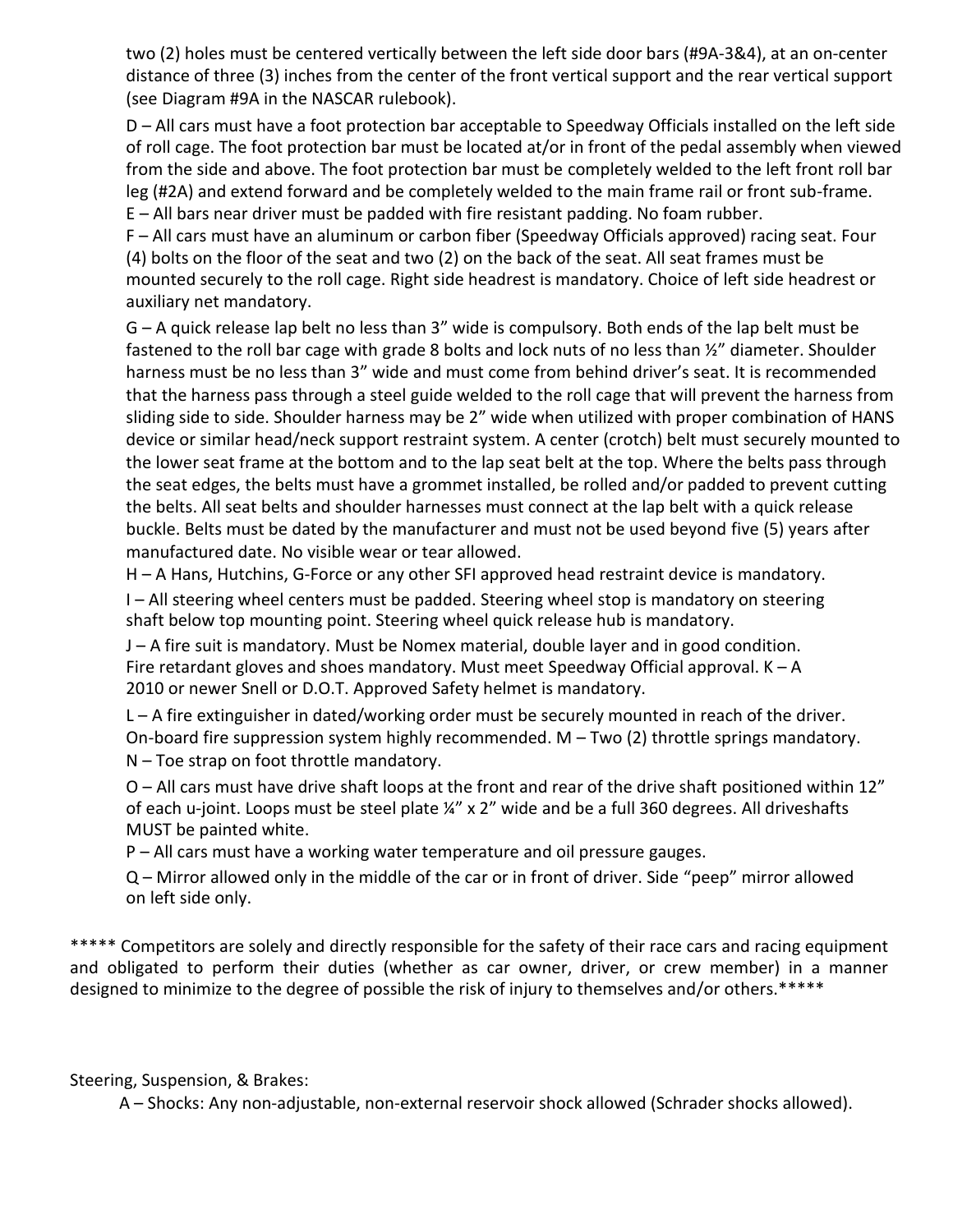two (2) holes must be centered vertically between the left side door bars (#9A-3&4), at an on-center distance of three (3) inches from the center of the front vertical support and the rear vertical support (see Diagram #9A in the NASCAR rulebook).

D – All cars must have a foot protection bar acceptable to Speedway Officials installed on the left side of roll cage. The foot protection bar must be located at/or in front of the pedal assembly when viewed from the side and above. The foot protection bar must be completely welded to the left front roll bar leg (#2A) and extend forward and be completely welded to the main frame rail or front sub-frame.
E – All bars near driver must be padded with fire resistant padding. No foam rubber.
F – All cars must have an aluminum or carbon fiber (Speedway Officials approved) racing seat. Four (4) bolts on the floor of the seat and two (2) on the back of the seat. All seat frames must be mounted securely to the roll cage. Right side headrest is mandatory. Choice of left side headrest or auxiliary net mandatory.
G – A quick release lap belt no less than 3" wide is compulsory. Both ends of the lap belt must be fastened to the roll bar cage with grade 8 bolts and lock nuts of no less than ½" diameter. Shoulder harness must be no less than 3" wide and must come from behind driver's seat. It is recommended that the harness pass through a steel guide welded to the roll cage that will prevent the harness from sliding side to side. Shoulder harness may be 2" wide when utilized with proper combination of HANS device or similar head/neck support restraint system. A center (crotch) belt must securely mounted to the lower seat frame at the bottom and to the lap seat belt at the top. Where the belts pass through the seat edges, the belts must have a grommet installed, be rolled and/or padded to prevent cutting the belts. All seat belts and shoulder harnesses must connect at the lap belt with a quick release buckle. Belts must be dated by the manufacturer and must not be used beyond five (5) years after manufactured date. No visible wear or tear allowed.
H – A Hans, Hutchins, G-Force or any other SFI approved head restraint device is mandatory.
I – All steering wheel centers must be padded. Steering wheel stop is mandatory on steering shaft below top mounting point. Steering wheel quick release hub is mandatory.
J – A fire suit is mandatory. Must be Nomex material, double layer and in good condition. Fire retardant gloves and shoes mandatory. Must meet Speedway Official approval. K – A 2010 or newer Snell or D.O.T. Approved Safety helmet is mandatory.
L – A fire extinguisher in dated/working order must be securely mounted in reach of the driver. On-board fire suppression system highly recommended. M – Two (2) throttle springs mandatory.
N – Toe strap on foot throttle mandatory.
O – All cars must have drive shaft loops at the front and rear of the drive shaft positioned within 12" of each u-joint. Loops must be steel plate ¼" x 2" wide and be a full 360 degrees. All driveshafts MUST be painted white.
P – All cars must have a working water temperature and oil pressure gauges.
Q – Mirror allowed only in the middle of the car or in front of driver. Side "peep" mirror allowed on left side only.

***** Competitors are solely and directly responsible for the safety of their race cars and racing equipment and obligated to perform their duties (whether as car owner, driver, or crew member) in a manner designed to minimize to the degree of possible the risk of injury to themselves and/or others.*****

Steering, Suspension, & Brakes:

A – Shocks: Any non-adjustable, non-external reservoir shock allowed (Schrader shocks allowed).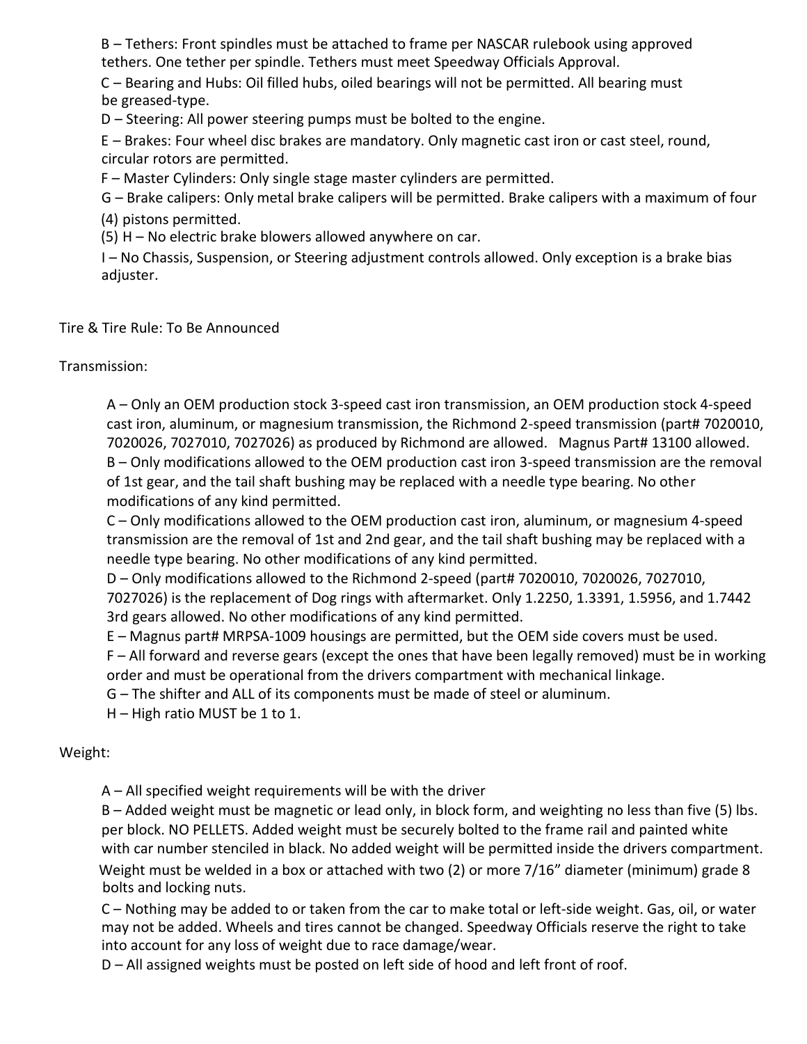B – Tethers: Front spindles must be attached to frame per NASCAR rulebook using approved tethers. One tether per spindle. Tethers must meet Speedway Officials Approval.

C – Bearing and Hubs: Oil filled hubs, oiled bearings will not be permitted. All bearing must be greased-type.

D – Steering: All power steering pumps must be bolted to the engine.

E – Brakes: Four wheel disc brakes are mandatory. Only magnetic cast iron or cast steel, round, circular rotors are permitted.

F – Master Cylinders: Only single stage master cylinders are permitted.

G – Brake calipers: Only metal brake calipers will be permitted. Brake calipers with a maximum of four (4) pistons permitted.

(5) H – No electric brake blowers allowed anywhere on car.

I – No Chassis, Suspension, or Steering adjustment controls allowed. Only exception is a brake bias adjuster.

Tire & Tire Rule: To Be Announced

Transmission:

A – Only an OEM production stock 3-speed cast iron transmission, an OEM production stock 4-speed cast iron, aluminum, or magnesium transmission, the Richmond 2-speed transmission (part# 7020010, 7020026, 7027010, 7027026) as produced by Richmond are allowed. Magnus Part# 13100 allowed.

B – Only modifications allowed to the OEM production cast iron 3-speed transmission are the removal of 1st gear, and the tail shaft bushing may be replaced with a needle type bearing. No other modifications of any kind permitted.

C – Only modifications allowed to the OEM production cast iron, aluminum, or magnesium 4-speed transmission are the removal of 1st and 2nd gear, and the tail shaft bushing may be replaced with a needle type bearing. No other modifications of any kind permitted.

D – Only modifications allowed to the Richmond 2-speed (part# 7020010, 7020026, 7027010, 7027026) is the replacement of Dog rings with aftermarket. Only 1.2250, 1.3391, 1.5956, and 1.7442 3rd gears allowed. No other modifications of any kind permitted.

E – Magnus part# MRPSA-1009 housings are permitted, but the OEM side covers must be used.

F – All forward and reverse gears (except the ones that have been legally removed) must be in working order and must be operational from the drivers compartment with mechanical linkage.

G – The shifter and ALL of its components must be made of steel or aluminum.

H – High ratio MUST be 1 to 1.

Weight:

A – All specified weight requirements will be with the driver

B – Added weight must be magnetic or lead only, in block form, and weighting no less than five (5) lbs. per block. NO PELLETS. Added weight must be securely bolted to the frame rail and painted white with car number stenciled in black. No added weight will be permitted inside the drivers compartment. Weight must be welded in a box or attached with two (2) or more 7/16" diameter (minimum) grade 8 bolts and locking nuts.

C – Nothing may be added to or taken from the car to make total or left-side weight. Gas, oil, or water may not be added. Wheels and tires cannot be changed. Speedway Officials reserve the right to take into account for any loss of weight due to race damage/wear.

D – All assigned weights must be posted on left side of hood and left front of roof.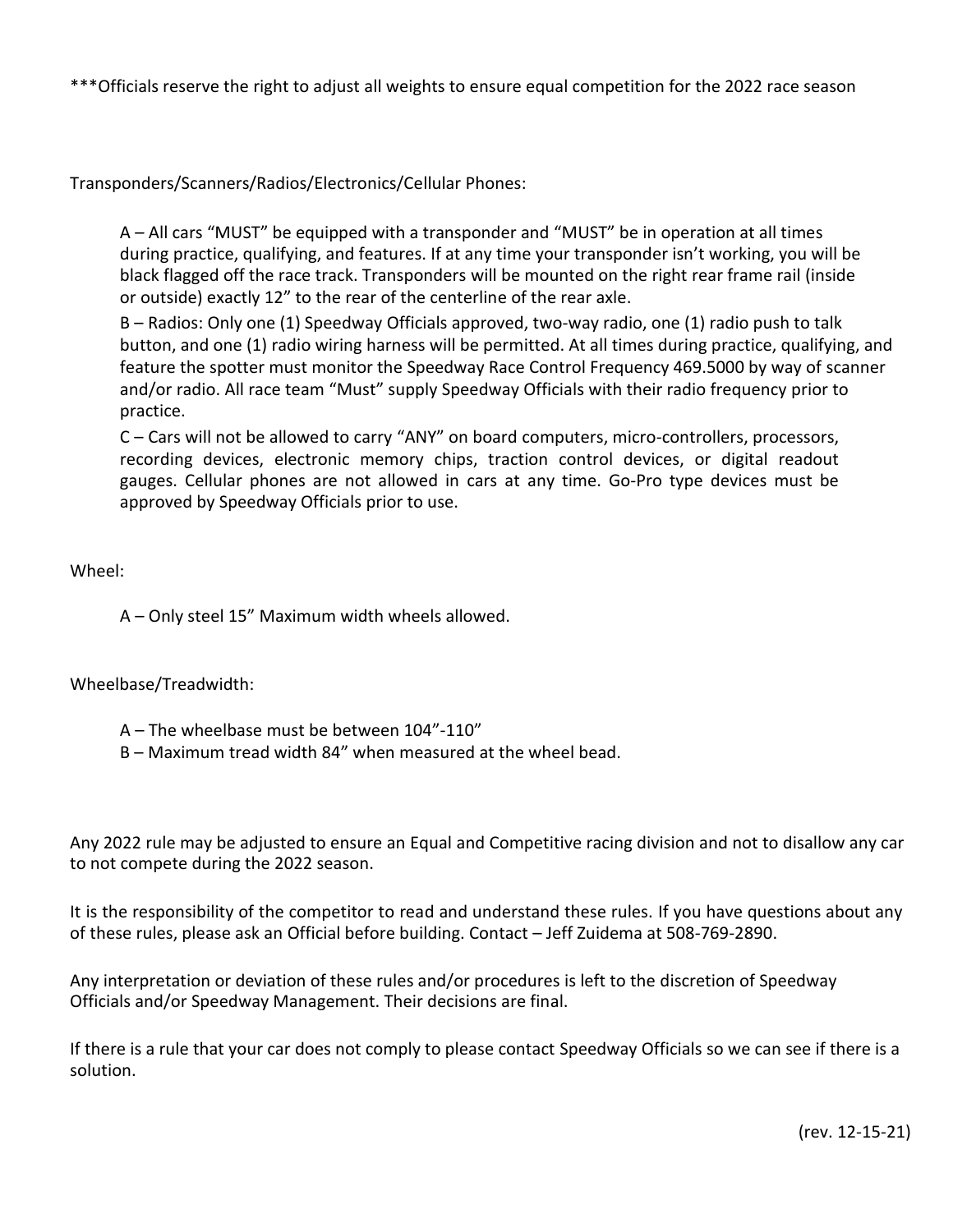***Officials reserve the right to adjust all weights to ensure equal competition for the 2022 race season

Transponders/Scanners/Radios/Electronics/Cellular Phones:

A – All cars “MUST” be equipped with a transponder and “MUST” be in operation at all times during practice, qualifying, and features. If at any time your transponder isn’t working, you will be black flagged off the race track. Transponders will be mounted on the right rear frame rail (inside or outside) exactly 12” to the rear of the centerline of the rear axle.

B – Radios: Only one (1) Speedway Officials approved, two-way radio, one (1) radio push to talk button, and one (1) radio wiring harness will be permitted. At all times during practice, qualifying, and feature the spotter must monitor the Speedway Race Control Frequency 469.5000 by way of scanner and/or radio. All race team “Must” supply Speedway Officials with their radio frequency prior to practice.

C – Cars will not be allowed to carry “ANY” on board computers, micro-controllers, processors, recording devices, electronic memory chips, traction control devices, or digital readout gauges. Cellular phones are not allowed in cars at any time. Go-Pro type devices must be approved by Speedway Officials prior to use.

Wheel:

A – Only steel 15” Maximum width wheels allowed.

Wheelbase/Treadwidth:

A – The wheelbase must be between 104”-110”

B – Maximum tread width 84” when measured at the wheel bead.

Any 2022 rule may be adjusted to ensure an Equal and Competitive racing division and not to disallow any car to not compete during the 2022 season.

It is the responsibility of the competitor to read and understand these rules. If you have questions about any of these rules, please ask an Official before building. Contact – Jeff Zuidema at 508-769-2890.

Any interpretation or deviation of these rules and/or procedures is left to the discretion of Speedway Officials and/or Speedway Management. Their decisions are final.

If there is a rule that your car does not comply to please contact Speedway Officials so we can see if there is a solution.

(rev. 12-15-21)